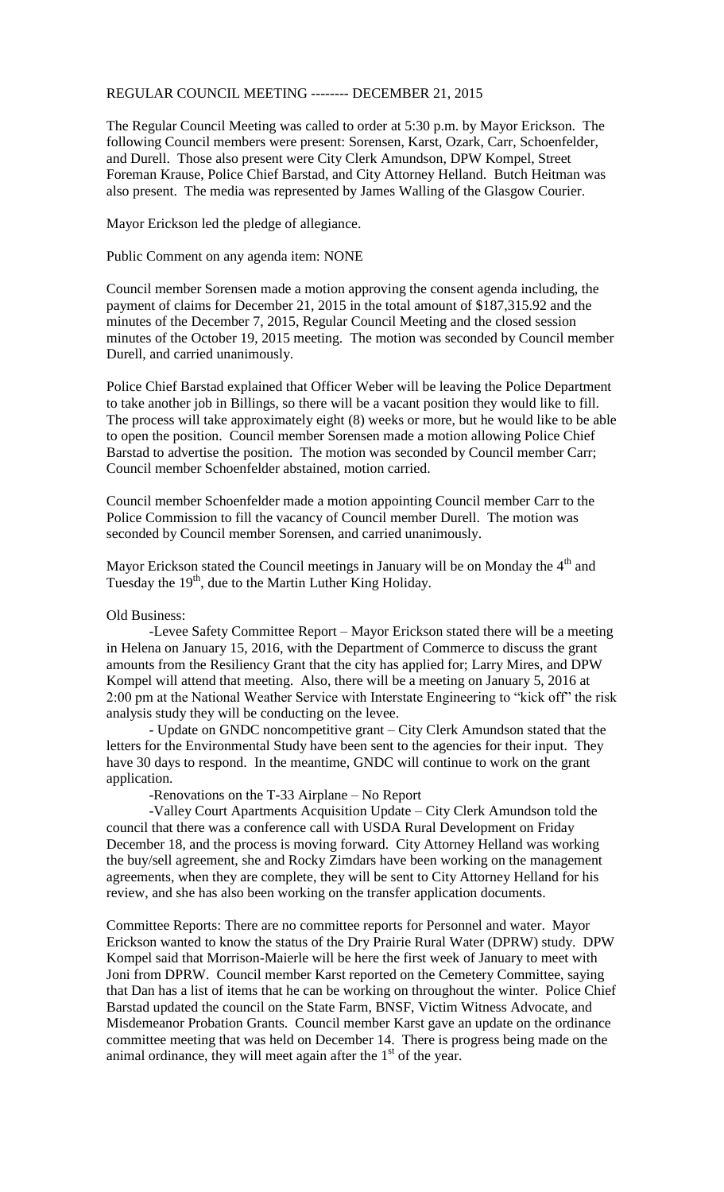# REGULAR COUNCIL MEETING -------- DECEMBER 21, 2015

The Regular Council Meeting was called to order at 5:30 p.m. by Mayor Erickson. The following Council members were present: Sorensen, Karst, Ozark, Carr, Schoenfelder, and Durell. Those also present were City Clerk Amundson, DPW Kompel, Street Foreman Krause, Police Chief Barstad, and City Attorney Helland. Butch Heitman was also present. The media was represented by James Walling of the Glasgow Courier.

Mayor Erickson led the pledge of allegiance.

Public Comment on any agenda item: NONE

Council member Sorensen made a motion approving the consent agenda including, the payment of claims for December 21, 2015 in the total amount of $187,315.92 and the minutes of the December 7, 2015, Regular Council Meeting and the closed session minutes of the October 19, 2015 meeting. The motion was seconded by Council member Durell, and carried unanimously.

Police Chief Barstad explained that Officer Weber will be leaving the Police Department to take another job in Billings, so there will be a vacant position they would like to fill. The process will take approximately eight (8) weeks or more, but he would like to be able to open the position. Council member Sorensen made a motion allowing Police Chief Barstad to advertise the position. The motion was seconded by Council member Carr; Council member Schoenfelder abstained, motion carried.

Council member Schoenfelder made a motion appointing Council member Carr to the Police Commission to fill the vacancy of Council member Durell. The motion was seconded by Council member Sorensen, and carried unanimously.

Mayor Erickson stated the Council meetings in January will be on Monday the 4th and Tuesday the 19th, due to the Martin Luther King Holiday.

Old Business:

-Levee Safety Committee Report – Mayor Erickson stated there will be a meeting in Helena on January 15, 2016, with the Department of Commerce to discuss the grant amounts from the Resiliency Grant that the city has applied for; Larry Mires, and DPW Kompel will attend that meeting. Also, there will be a meeting on January 5, 2016 at 2:00 pm at the National Weather Service with Interstate Engineering to "kick off" the risk analysis study they will be conducting on the levee.

- Update on GNDC noncompetitive grant – City Clerk Amundson stated that the letters for the Environmental Study have been sent to the agencies for their input. They have 30 days to respond. In the meantime, GNDC will continue to work on the grant application.

-Renovations on the T-33 Airplane – No Report

-Valley Court Apartments Acquisition Update – City Clerk Amundson told the council that there was a conference call with USDA Rural Development on Friday December 18, and the process is moving forward. City Attorney Helland was working the buy/sell agreement, she and Rocky Zimdars have been working on the management agreements, when they are complete, they will be sent to City Attorney Helland for his review, and she has also been working on the transfer application documents.

Committee Reports: There are no committee reports for Personnel and water. Mayor Erickson wanted to know the status of the Dry Prairie Rural Water (DPRW) study. DPW Kompel said that Morrison-Maierle will be here the first week of January to meet with Joni from DPRW. Council member Karst reported on the Cemetery Committee, saying that Dan has a list of items that he can be working on throughout the winter. Police Chief Barstad updated the council on the State Farm, BNSF, Victim Witness Advocate, and Misdemeanor Probation Grants. Council member Karst gave an update on the ordinance committee meeting that was held on December 14. There is progress being made on the animal ordinance, they will meet again after the 1st of the year.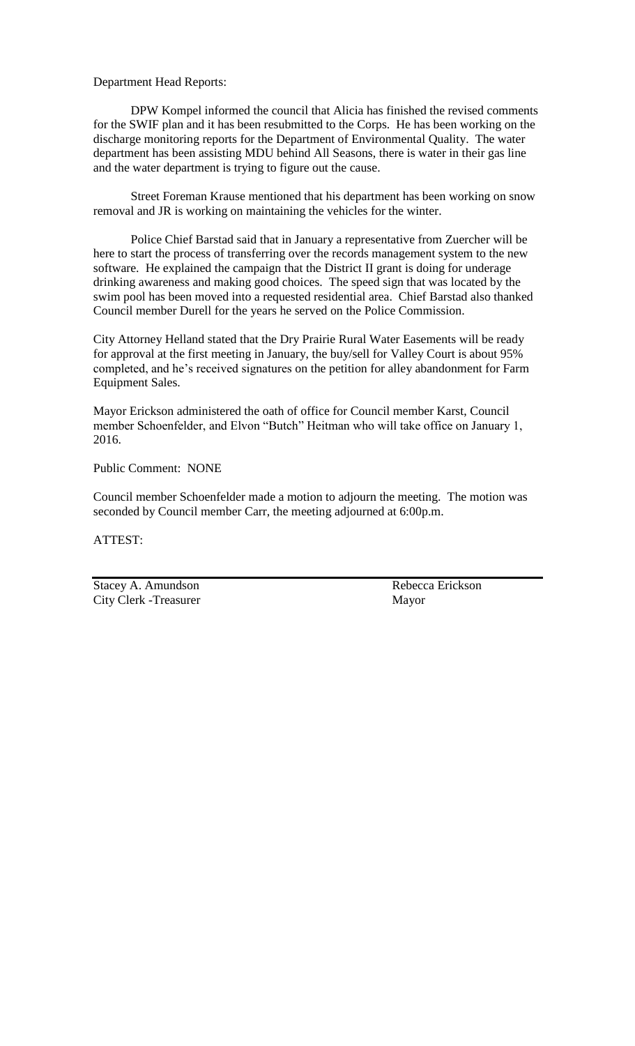Department Head Reports:

DPW Kompel informed the council that Alicia has finished the revised comments for the SWIF plan and it has been resubmitted to the Corps. He has been working on the discharge monitoring reports for the Department of Environmental Quality. The water department has been assisting MDU behind All Seasons, there is water in their gas line and the water department is trying to figure out the cause.

Street Foreman Krause mentioned that his department has been working on snow removal and JR is working on maintaining the vehicles for the winter.

Police Chief Barstad said that in January a representative from Zuercher will be here to start the process of transferring over the records management system to the new software. He explained the campaign that the District II grant is doing for underage drinking awareness and making good choices. The speed sign that was located by the swim pool has been moved into a requested residential area. Chief Barstad also thanked Council member Durell for the years he served on the Police Commission.

City Attorney Helland stated that the Dry Prairie Rural Water Easements will be ready for approval at the first meeting in January, the buy/sell for Valley Court is about 95% completed, and he's received signatures on the petition for alley abandonment for Farm Equipment Sales.

Mayor Erickson administered the oath of office for Council member Karst, Council member Schoenfelder, and Elvon "Butch" Heitman who will take office on January 1, 2016.

Public Comment: NONE

Council member Schoenfelder made a motion to adjourn the meeting. The motion was seconded by Council member Carr, the meeting adjourned at 6:00p.m.

ATTEST:

Stacey A. Amundson
City Clerk -Treasurer

Rebecca Erickson
Mayor